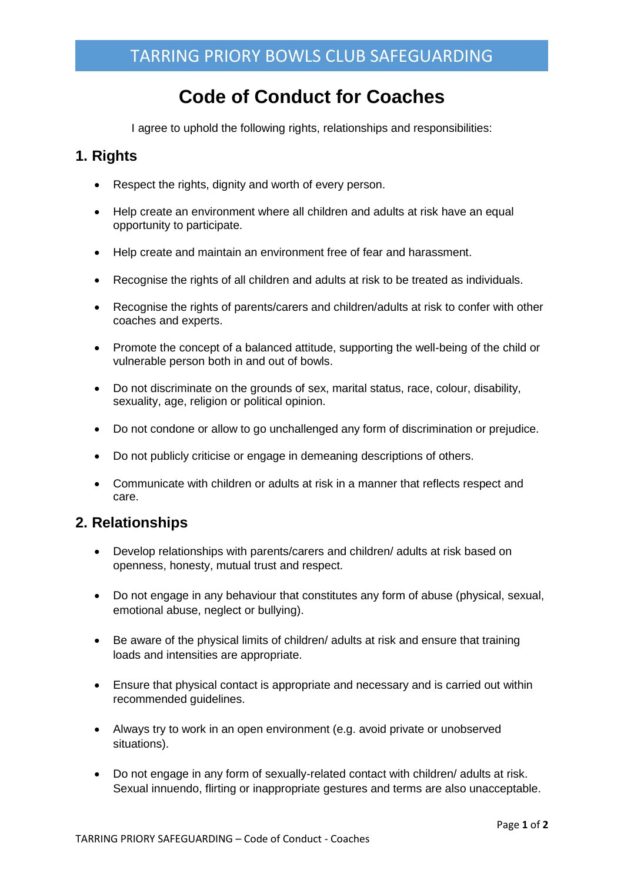# Code of Conduct for Coaches

I agree to uphold the following rights, relationships and responsibilities:

## 1. Rights

- Respect the rights, dignity and worth of every person.
- Help create an environment where all children and adults at risk have an equal opportunity to participate.
- Help create and maintain an environment free of fear and harassment.
- Recognise the rights of all children and adults at risk to be treated as individuals.
- Recognise the rights of parents/carers and children/adults at risk to confer with other coaches and experts.
- Promote the concept of a balanced attitude, supporting the well-being of the child or vulnerable person both in and out of bowls.
- Do not discriminate on the grounds of sex, marital status, race, colour, disability, sexuality, age, religion or political opinion.
- Do not condone or allow to go unchallenged any form of discrimination or prejudice.
- Do not publicly criticise or engage in demeaning descriptions of others.
- Communicate with children or adults at risk in a manner that reflects respect and care.

## 2. Relationships

- Develop relationships with parents/carers and children/ adults at risk based on openness, honesty, mutual trust and respect.
- Do not engage in any behaviour that constitutes any form of abuse (physical, sexual, emotional abuse, neglect or bullying).
- Be aware of the physical limits of children/ adults at risk and ensure that training loads and intensities are appropriate.
- Ensure that physical contact is appropriate and necessary and is carried out within recommended guidelines.
- Always try to work in an open environment (e.g. avoid private or unobserved situations).
- Do not engage in any form of sexually-related contact with children/ adults at risk. Sexual innuendo, flirting or inappropriate gestures and terms are also unacceptable.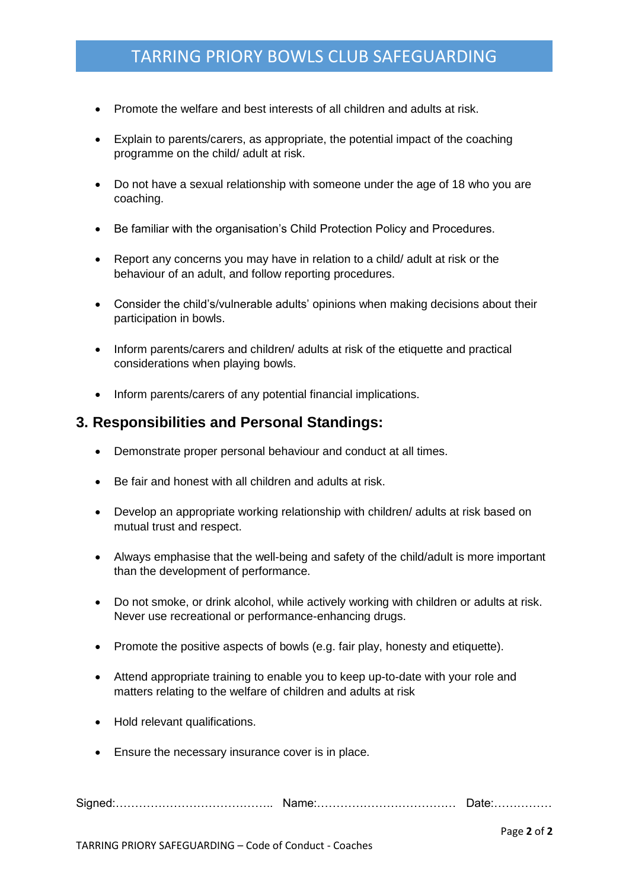- Promote the welfare and best interests of all children and adults at risk.
- Explain to parents/carers, as appropriate, the potential impact of the coaching programme on the child/ adult at risk.
- Do not have a sexual relationship with someone under the age of 18 who you are coaching.
- Be familiar with the organisation's Child Protection Policy and Procedures.
- Report any concerns you may have in relation to a child/ adult at risk or the behaviour of an adult, and follow reporting procedures.
- Consider the child's/vulnerable adults' opinions when making decisions about their participation in bowls.
- Inform parents/carers and children/ adults at risk of the etiquette and practical considerations when playing bowls.
- Inform parents/carers of any potential financial implications.

## 3. Responsibilities and Personal Standings:

- Demonstrate proper personal behaviour and conduct at all times.
- Be fair and honest with all children and adults at risk.
- Develop an appropriate working relationship with children/ adults at risk based on mutual trust and respect.
- Always emphasise that the well-being and safety of the child/adult is more important than the development of performance.
- Do not smoke, or drink alcohol, while actively working with children or adults at risk. Never use recreational or performance-enhancing drugs.
- Promote the positive aspects of bowls (e.g. fair play, honesty and etiquette).
- Attend appropriate training to enable you to keep up-to-date with your role and matters relating to the welfare of children and adults at risk
- Hold relevant qualifications.
- Ensure the necessary insurance cover is in place.

Signed:………………………………….. Name:……………………………… Date:……………